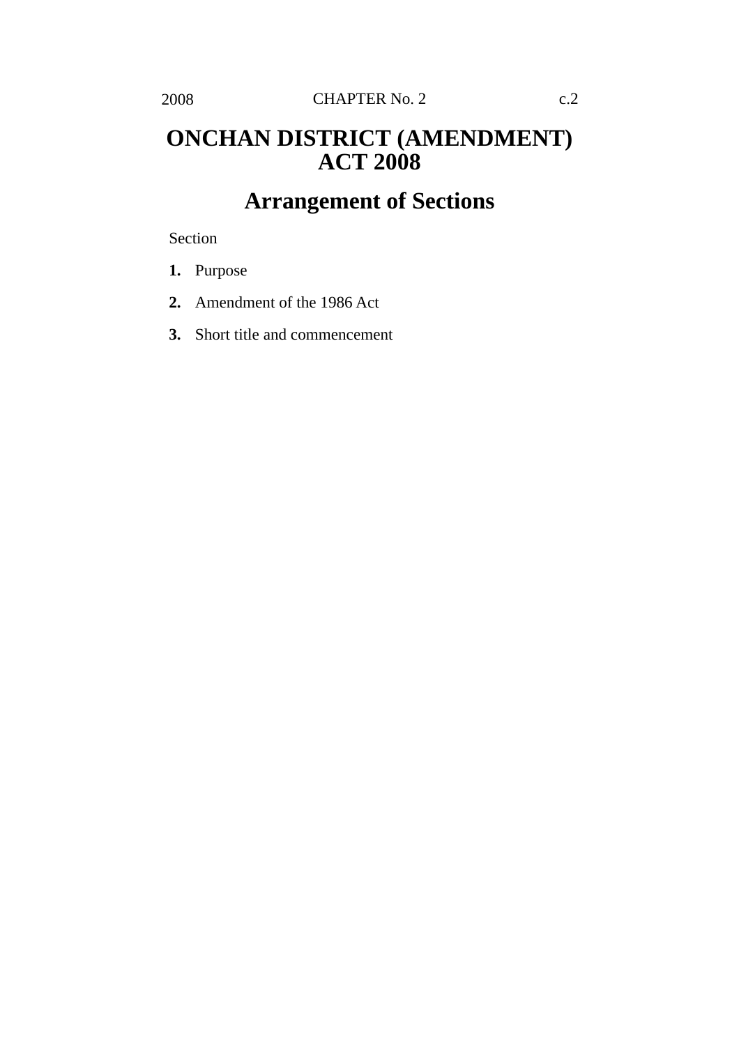# ONCHAN DISTRICT (AMENDMENT) ACT 2008

## Arrangement of Sections

Section

**1.** Purpose

**2.** Amendment of the 1986 Act

**3.** Short title and commencement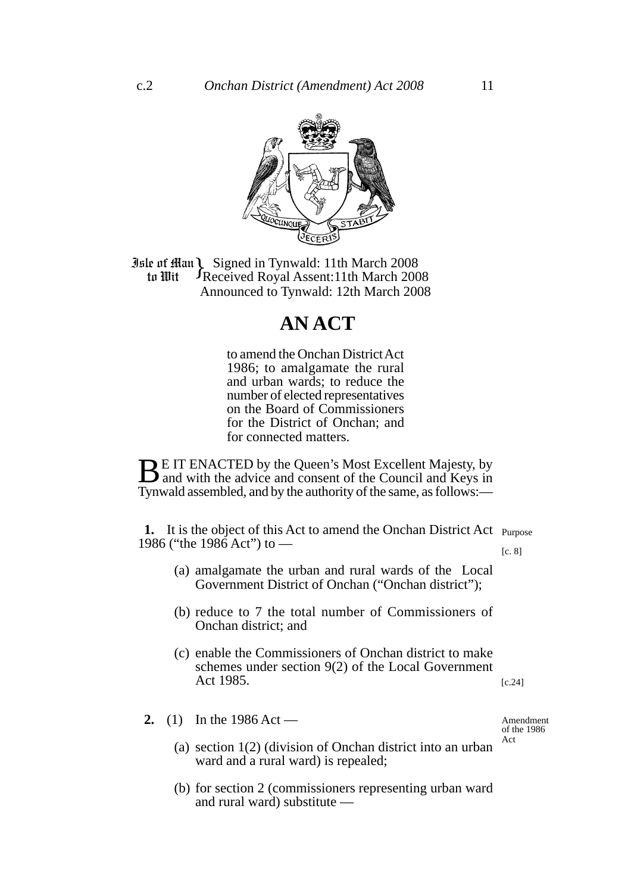Isle of Man to Wit } Signed in Tynwald: 11th March 2008
Received Royal Assent: 11th March 2008
Announced to Tynwald: 12th March 2008

# AN ACT

to amend the Onchan District Act 1986; to amalgamate the rural and urban wards; to reduce the number of elected representatives on the Board of Commissioners for the District of Onchan; and for connected matters.

BE IT ENACTED by the Queen's Most Excellent Majesty, by and with the advice and consent of the Council and Keys in Tynwald assembled, and by the authority of the same, as follows:—

**Purpose**

[c. 8]

**1.** It is the object of this Act to amend the Onchan District Act 1986 ("the 1986 Act") to —

(a) amalgamate the urban and rural wards of the Local Government District of Onchan ("Onchan district");

(b) reduce to 7 the total number of Commissioners of Onchan district; and

(c) enable the Commissioners of Onchan district to make schemes under section 9(2) of the Local Government Act 1985. [c.24]

**Amendment of the 1986 Act**

**2.** (1) In the 1986 Act —

(a) section 1(2) (division of Onchan district into an urban ward and a rural ward) is repealed;

(b) for section 2 (commissioners representing urban ward and rural ward) substitute —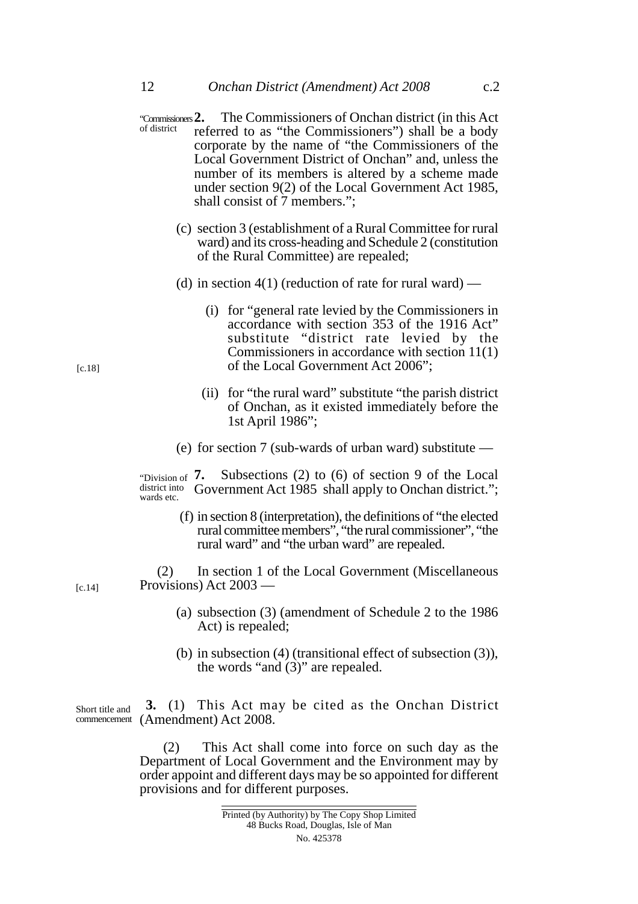"Commissioners of district **2.** The Commissioners of Onchan district (in this Act referred to as "the Commissioners") shall be a body corporate by the name of "the Commissioners of the Local Government District of Onchan" and, unless the number of its members is altered by a scheme made under section 9(2) of the Local Government Act 1985, shall consist of 7 members.";

(c) section 3 (establishment of a Rural Committee for rural ward) and its cross-heading and Schedule 2 (constitution of the Rural Committee) are repealed;

(d) in section 4(1) (reduction of rate for rural ward) —

(i) for "general rate levied by the Commissioners in accordance with section 353 of the 1916 Act" substitute "district rate levied by the Commissioners in accordance with section 11(1) of the Local Government Act 2006"; [c.18]

(ii) for "the rural ward" substitute "the parish district of Onchan, as it existed immediately before the 1st April 1986";

(e) for section 7 (sub-wards of urban ward) substitute —

"Division of district into wards etc. **7.** Subsections (2) to (6) of section 9 of the Local Government Act 1985 shall apply to Onchan district.";

(f) in section 8 (interpretation), the definitions of "the elected rural committee members", "the rural commissioner", "the rural ward" and "the urban ward" are repealed.

(2) In section 1 of the Local Government (Miscellaneous Provisions) Act 2003 — [c.14]

(a) subsection (3) (amendment of Schedule 2 to the 1986 Act) is repealed;

(b) in subsection (4) (transitional effect of subsection (3)), the words "and (3)" are repealed.

Short title and commencement

**3.** (1) This Act may be cited as the Onchan District (Amendment) Act 2008.

(2) This Act shall come into force on such day as the Department of Local Government and the Environment may by order appoint and different days may be so appointed for different provisions and for different purposes.

Printed (by Authority) by The Copy Shop Limited
48 Bucks Road, Douglas, Isle of Man
No. 425378